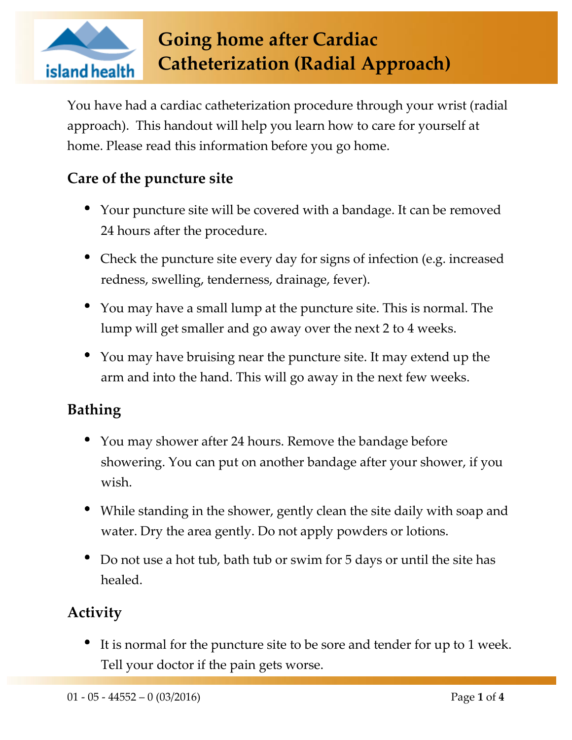# Going home after Cardiac Catheterization (Radial Approach)

You have had a cardiac catheterization procedure through your wrist (radial approach). This handout will help you learn how to care for yourself at home. Please read this information before you go home.

## Care of the puncture site

- Your puncture site will be covered with a bandage. It can be removed 24 hours after the procedure.
- Check the puncture site every day for signs of infection (e.g. increased redness, swelling, tenderness, drainage, fever).
- You may have a small lump at the puncture site. This is normal. The lump will get smaller and go away over the next 2 to 4 weeks.
- You may have bruising near the puncture site. It may extend up the arm and into the hand. This will go away in the next few weeks.

## Bathing

- You may shower after 24 hours. Remove the bandage before showering. You can put on another bandage after your shower, if you wish.
- While standing in the shower, gently clean the site daily with soap and water. Dry the area gently. Do not apply powders or lotions.
- Do not use a hot tub, bath tub or swim for 5 days or until the site has healed.

## Activity

- It is normal for the puncture site to be sore and tender for up to 1 week. Tell your doctor if the pain gets worse.

01 - 05 - 44552 – 0 (03/2016)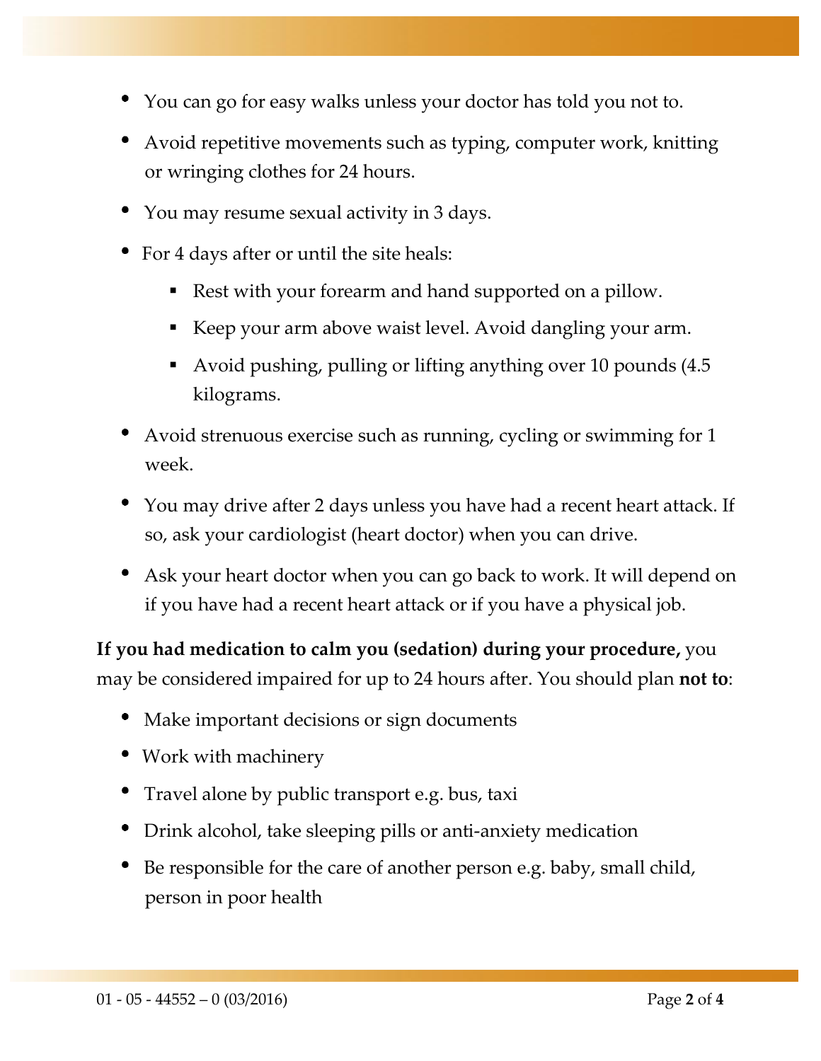- You can go for easy walks unless your doctor has told you not to.
- Avoid repetitive movements such as typing, computer work, knitting or wringing clothes for 24 hours.
- You may resume sexual activity in 3 days.
- For 4 days after or until the site heals:
  - Rest with your forearm and hand supported on a pillow.
  - Keep your arm above waist level. Avoid dangling your arm.
  - Avoid pushing, pulling or lifting anything over 10 pounds (4.5 kilograms.
- Avoid strenuous exercise such as running, cycling or swimming for 1 week.
- You may drive after 2 days unless you have had a recent heart attack. If so, ask your cardiologist (heart doctor) when you can drive.
- Ask your heart doctor when you can go back to work. It will depend on if you have had a recent heart attack or if you have a physical job.

**If you had medication to calm you (sedation) during your procedure,** you may be considered impaired for up to 24 hours after. You should plan **not to**:

- Make important decisions or sign documents
- Work with machinery
- Travel alone by public transport e.g. bus, taxi
- Drink alcohol, take sleeping pills or anti-anxiety medication
- Be responsible for the care of another person e.g. baby, small child, person in poor health

01 - 05 - 44552 – 0 (03/2016)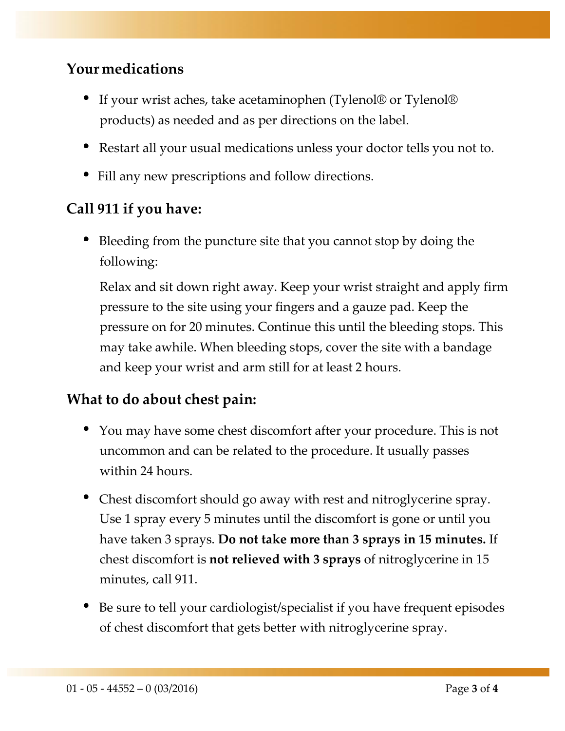## Your medications

- If your wrist aches, take acetaminophen (Tylenol® or Tylenol® products) as needed and as per directions on the label.
- Restart all your usual medications unless your doctor tells you not to.
- Fill any new prescriptions and follow directions.

## Call 911 if you have:

- Bleeding from the puncture site that you cannot stop by doing the following:

  Relax and sit down right away. Keep your wrist straight and apply firm pressure to the site using your fingers and a gauze pad. Keep the pressure on for 20 minutes. Continue this until the bleeding stops. This may take awhile. When bleeding stops, cover the site with a bandage and keep your wrist and arm still for at least 2 hours.

## What to do about chest pain:

- You may have some chest discomfort after your procedure. This is not uncommon and can be related to the procedure. It usually passes within 24 hours.
- Chest discomfort should go away with rest and nitroglycerine spray. Use 1 spray every 5 minutes until the discomfort is gone or until you have taken 3 sprays. **Do not take more than 3 sprays in 15 minutes.** If chest discomfort is **not relieved with 3 sprays** of nitroglycerine in 15 minutes, call 911.
- Be sure to tell your cardiologist/specialist if you have frequent episodes of chest discomfort that gets better with nitroglycerine spray.

01 - 05 - 44552 – 0 (03/2016)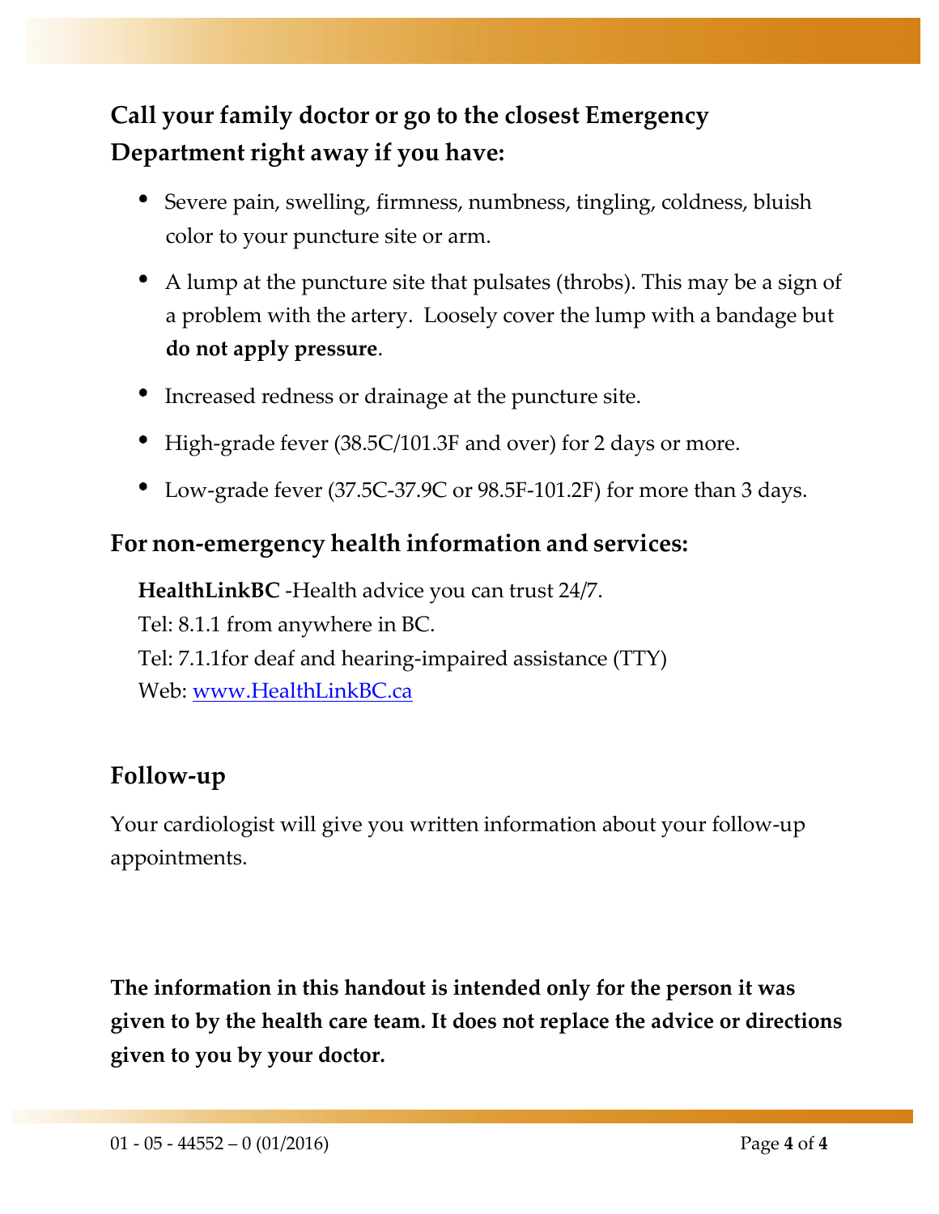## Call your family doctor or go to the closest Emergency Department right away if you have:

- Severe pain, swelling, firmness, numbness, tingling, coldness, bluish color to your puncture site or arm.
- A lump at the puncture site that pulsates (throbs). This may be a sign of a problem with the artery. Loosely cover the lump with a bandage but **do not apply pressure**.
- Increased redness or drainage at the puncture site.
- High-grade fever (38.5C/101.3F and over) for 2 days or more.
- Low-grade fever (37.5C-37.9C or 98.5F-101.2F) for more than 3 days.

## For non-emergency health information and services:

**HealthLinkBC** -Health advice you can trust 24/7.
Tel: 8.1.1 from anywhere in BC.
Tel: 7.1.1for deaf and hearing-impaired assistance (TTY)
Web: www.HealthLinkBC.ca

## Follow-up

Your cardiologist will give you written information about your follow-up appointments.

**The information in this handout is intended only for the person it was given to by the health care team. It does not replace the advice or directions given to you by your doctor.**

01 - 05 - 44552 – 0 (01/2016)